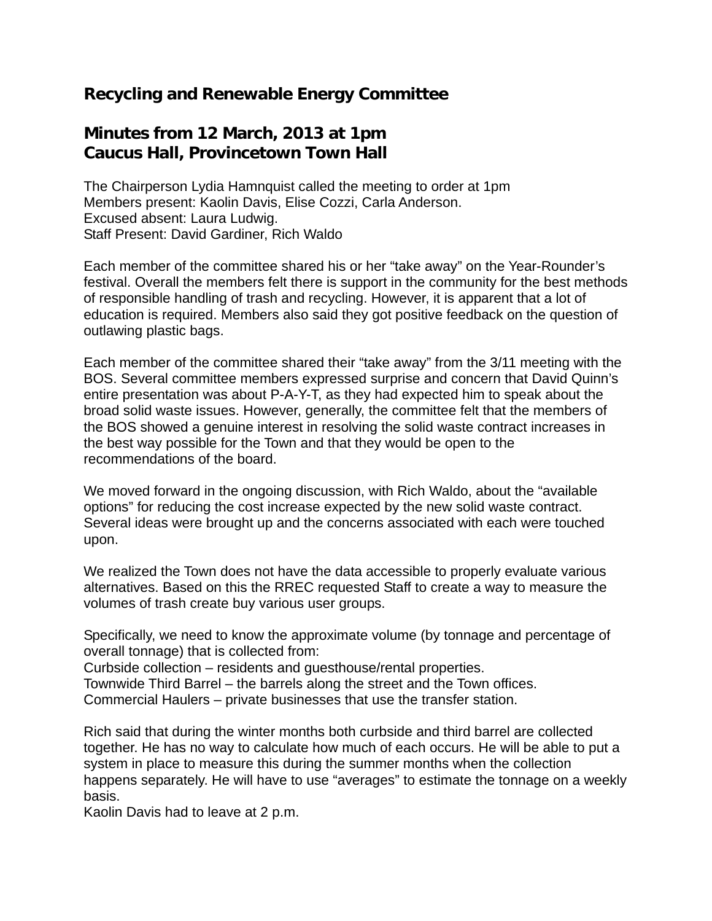# Recycling and Renewable Energy Committee

## Minutes from 12 March, 2013 at 1pm
## Caucus Hall, Provincetown Town Hall

The Chairperson Lydia Hamnquist called the meeting to order at 1pm
Members present: Kaolin Davis, Elise Cozzi, Carla Anderson.
Excused absent: Laura Ludwig.
Staff Present: David Gardiner, Rich Waldo

Each member of the committee shared his or her "take away" on the Year-Rounder's festival. Overall the members felt there is support in the community for the best methods of responsible handling of trash and recycling. However, it is apparent that a lot of education is required. Members also said they got positive feedback on the question of outlawing plastic bags.

Each member of the committee shared their "take away" from the 3/11 meeting with the BOS. Several committee members expressed surprise and concern that David Quinn's entire presentation was about P-A-Y-T, as they had expected him to speak about the broad solid waste issues. However, generally, the committee felt that the members of the BOS showed a genuine interest in resolving the solid waste contract increases in the best way possible for the Town and that they would be open to the recommendations of the board.

We moved forward in the ongoing discussion, with Rich Waldo, about the "available options" for reducing the cost increase expected by the new solid waste contract. Several ideas were brought up and the concerns associated with each were touched upon.

We realized the Town does not have the data accessible to properly evaluate various alternatives. Based on this the RREC requested Staff to create a way to measure the volumes of trash create buy various user groups.

Specifically, we need to know the approximate volume (by tonnage and percentage of overall tonnage) that is collected from:
Curbside collection – residents and guesthouse/rental properties.
Townwide Third Barrel – the barrels along the street and the Town offices.
Commercial Haulers – private businesses that use the transfer station.

Rich said that during the winter months both curbside and third barrel are collected together. He has no way to calculate how much of each occurs. He will be able to put a system in place to measure this during the summer months when the collection happens separately. He will have to use "averages" to estimate the tonnage on a weekly basis.
Kaolin Davis had to leave at 2 p.m.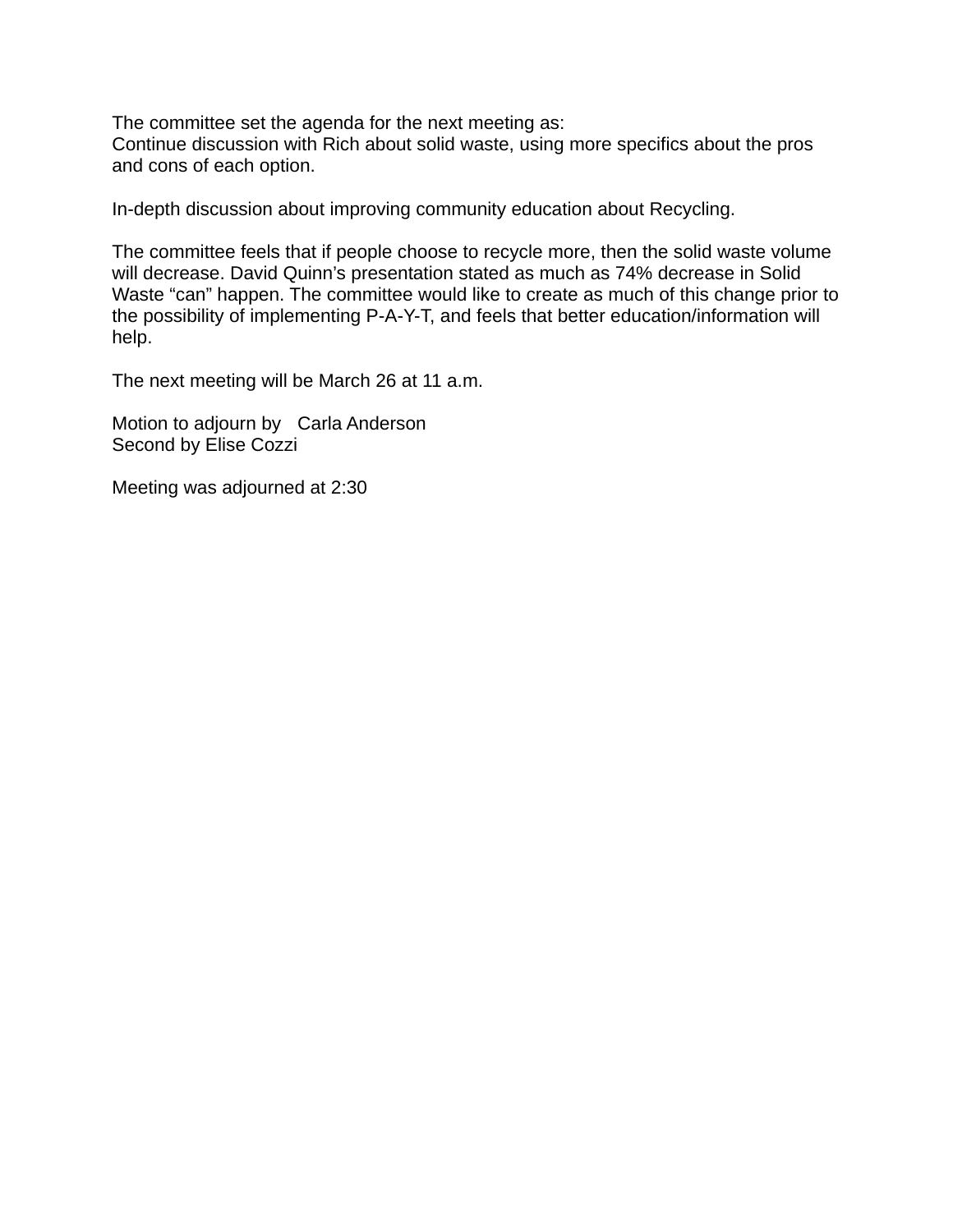The committee set the agenda for the next meeting as:
Continue discussion with Rich about solid waste, using more specifics about the pros and cons of each option.

In-depth discussion about improving community education about Recycling.

The committee feels that if people choose to recycle more, then the solid waste volume will decrease. David Quinn's presentation stated as much as 74% decrease in Solid Waste "can" happen. The committee would like to create as much of this change prior to the possibility of implementing P-A-Y-T, and feels that better education/information will help.

The next meeting will be March 26 at 11 a.m.

Motion to adjourn by Carla Anderson
Second by Elise Cozzi

Meeting was adjourned at 2:30